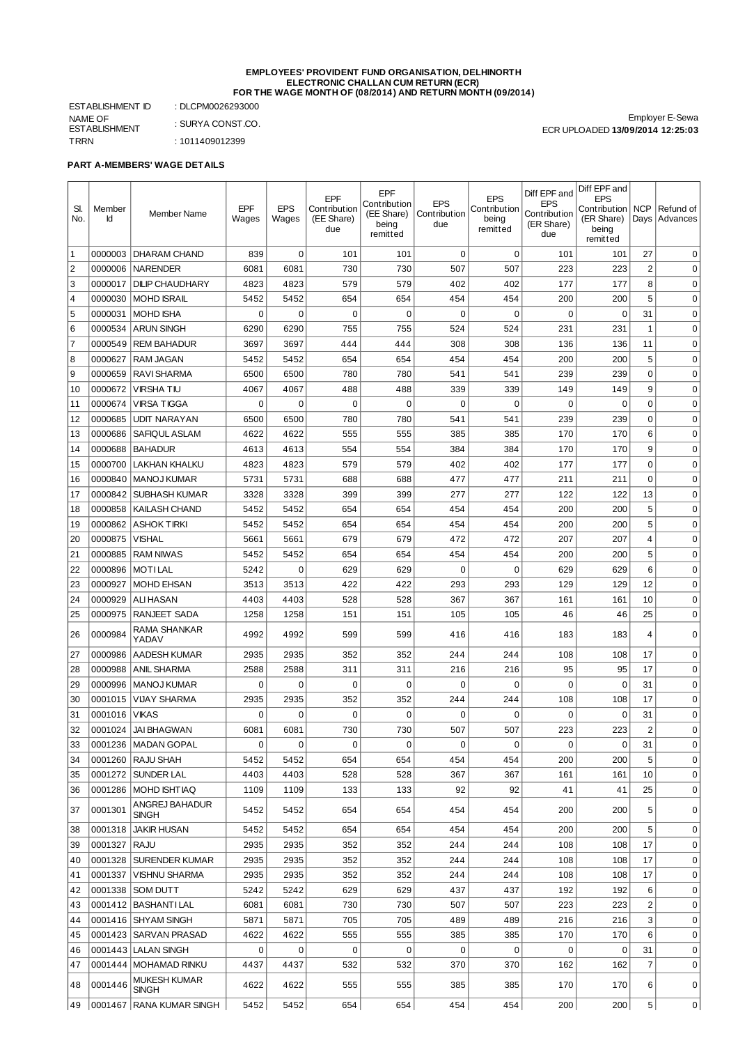**EMPLOYEES' PROVIDENT FUND ORGANISATION, DELHINORTH**
**ELECTRONIC CHALLAN CUM RETURN (ECR)**
**FOR THE WAGE MONTH OF (08/2014) AND RETURN MONTH (09/2014)**

ESTABLISHMENT ID : DLCPM0026293000
NAME OF ESTABLISHMENT : SURYA CONST.CO.
TRRN : 1011409012399

Employer E-Sewa
ECR UPLOADED **13/09/2014 12:25:03**

**PART A-MEMBERS' WAGE DETAILS**

| Sl. No. | Member Id | Member Name | EPF Wages | EPS Wages | EPF Contribution (EE Share) due | EPF Contribution (EE Share) being remitted | EPS Contribution due | EPS Contribution being remitted | Diff EPF and EPS Contribution (ER Share) due | Diff EPF and EPS Contribution (ER Share) being remitted | NCP Days | Refund of Advances |
|---|---|---|---|---|---|---|---|---|---|---|---|---|
| 1 | 0000003 | DHARAM CHAND | 839 | 0 | 101 | 101 | 0 | 0 | 101 | 101 | 27 | 0 |
| 2 | 0000006 | NARENDER | 6081 | 6081 | 730 | 730 | 507 | 507 | 223 | 223 | 2 | 0 |
| 3 | 0000017 | DILIP CHAUDHARY | 4823 | 4823 | 579 | 579 | 402 | 402 | 177 | 177 | 8 | 0 |
| 4 | 0000030 | MOHD ISRAIL | 5452 | 5452 | 654 | 654 | 454 | 454 | 200 | 200 | 5 | 0 |
| 5 | 0000031 | MOHD ISHA | 0 | 0 | 0 | 0 | 0 | 0 | 0 | 0 | 31 | 0 |
| 6 | 0000534 | ARUN SINGH | 6290 | 6290 | 755 | 755 | 524 | 524 | 231 | 231 | 1 | 0 |
| 7 | 0000549 | REM BAHADUR | 3697 | 3697 | 444 | 444 | 308 | 308 | 136 | 136 | 11 | 0 |
| 8 | 0000627 | RAM JAGAN | 5452 | 5452 | 654 | 654 | 454 | 454 | 200 | 200 | 5 | 0 |
| 9 | 0000659 | RAVI SHARMA | 6500 | 6500 | 780 | 780 | 541 | 541 | 239 | 239 | 0 | 0 |
| 10 | 0000672 | VIRSHA TIU | 4067 | 4067 | 488 | 488 | 339 | 339 | 149 | 149 | 9 | 0 |
| 11 | 0000674 | VIRSA TIGGA | 0 | 0 | 0 | 0 | 0 | 0 | 0 | 0 | 0 | 0 |
| 12 | 0000685 | UDIT NARAYAN | 6500 | 6500 | 780 | 780 | 541 | 541 | 239 | 239 | 0 | 0 |
| 13 | 0000686 | SAFIQUL ASLAM | 4622 | 4622 | 555 | 555 | 385 | 385 | 170 | 170 | 6 | 0 |
| 14 | 0000688 | BAHADUR | 4613 | 4613 | 554 | 554 | 384 | 384 | 170 | 170 | 9 | 0 |
| 15 | 0000700 | LAKHAN KHALKU | 4823 | 4823 | 579 | 579 | 402 | 402 | 177 | 177 | 0 | 0 |
| 16 | 0000840 | MANOJ KUMAR | 5731 | 5731 | 688 | 688 | 477 | 477 | 211 | 211 | 0 | 0 |
| 17 | 0000842 | SUBHASH KUMAR | 3328 | 3328 | 399 | 399 | 277 | 277 | 122 | 122 | 13 | 0 |
| 18 | 0000858 | KAILASH CHAND | 5452 | 5452 | 654 | 654 | 454 | 454 | 200 | 200 | 5 | 0 |
| 19 | 0000862 | ASHOK TIRKI | 5452 | 5452 | 654 | 654 | 454 | 454 | 200 | 200 | 5 | 0 |
| 20 | 0000875 | VISHAL | 5661 | 5661 | 679 | 679 | 472 | 472 | 207 | 207 | 4 | 0 |
| 21 | 0000885 | RAM NIWAS | 5452 | 5452 | 654 | 654 | 454 | 454 | 200 | 200 | 5 | 0 |
| 22 | 0000896 | MOTI LAL | 5242 | 0 | 629 | 629 | 0 | 0 | 629 | 629 | 6 | 0 |
| 23 | 0000927 | MOHD EHSAN | 3513 | 3513 | 422 | 422 | 293 | 293 | 129 | 129 | 12 | 0 |
| 24 | 0000929 | ALI HASAN | 4403 | 4403 | 528 | 528 | 367 | 367 | 161 | 161 | 10 | 0 |
| 25 | 0000975 | RANJEET SADA | 1258 | 1258 | 151 | 151 | 105 | 105 | 46 | 46 | 25 | 0 |
| 26 | 0000984 | RAMA SHANKAR YADAV | 4992 | 4992 | 599 | 599 | 416 | 416 | 183 | 183 | 4 | 0 |
| 27 | 0000986 | AADESH KUMAR | 2935 | 2935 | 352 | 352 | 244 | 244 | 108 | 108 | 17 | 0 |
| 28 | 0000988 | ANIL SHARMA | 2588 | 2588 | 311 | 311 | 216 | 216 | 95 | 95 | 17 | 0 |
| 29 | 0000996 | MANOJ KUMAR | 0 | 0 | 0 | 0 | 0 | 0 | 0 | 0 | 31 | 0 |
| 30 | 0001015 | VIJAY SHARMA | 2935 | 2935 | 352 | 352 | 244 | 244 | 108 | 108 | 17 | 0 |
| 31 | 0001016 | VIKAS | 0 | 0 | 0 | 0 | 0 | 0 | 0 | 0 | 31 | 0 |
| 32 | 0001024 | JAI BHAGWAN | 6081 | 6081 | 730 | 730 | 507 | 507 | 223 | 223 | 2 | 0 |
| 33 | 0001236 | MADAN GOPAL | 0 | 0 | 0 | 0 | 0 | 0 | 0 | 0 | 31 | 0 |
| 34 | 0001260 | RAJU SHAH | 5452 | 5452 | 654 | 654 | 454 | 454 | 200 | 200 | 5 | 0 |
| 35 | 0001272 | SUNDER LAL | 4403 | 4403 | 528 | 528 | 367 | 367 | 161 | 161 | 10 | 0 |
| 36 | 0001286 | MOHD ISHTIAQ | 1109 | 1109 | 133 | 133 | 92 | 92 | 41 | 41 | 25 | 0 |
| 37 | 0001301 | ANGREJ BAHADUR SINGH | 5452 | 5452 | 654 | 654 | 454 | 454 | 200 | 200 | 5 | 0 |
| 38 | 0001318 | JAKIR HUSAN | 5452 | 5452 | 654 | 654 | 454 | 454 | 200 | 200 | 5 | 0 |
| 39 | 0001327 | RAJU | 2935 | 2935 | 352 | 352 | 244 | 244 | 108 | 108 | 17 | 0 |
| 40 | 0001328 | SURENDER KUMAR | 2935 | 2935 | 352 | 352 | 244 | 244 | 108 | 108 | 17 | 0 |
| 41 | 0001337 | VISHNU SHARMA | 2935 | 2935 | 352 | 352 | 244 | 244 | 108 | 108 | 17 | 0 |
| 42 | 0001338 | SOM DUTT | 5242 | 5242 | 629 | 629 | 437 | 437 | 192 | 192 | 6 | 0 |
| 43 | 0001412 | BASHANTI LAL | 6081 | 6081 | 730 | 730 | 507 | 507 | 223 | 223 | 2 | 0 |
| 44 | 0001416 | SHYAM SINGH | 5871 | 5871 | 705 | 705 | 489 | 489 | 216 | 216 | 3 | 0 |
| 45 | 0001423 | SARVAN PRASAD | 4622 | 4622 | 555 | 555 | 385 | 385 | 170 | 170 | 6 | 0 |
| 46 | 0001443 | LALAN SINGH | 0 | 0 | 0 | 0 | 0 | 0 | 0 | 0 | 31 | 0 |
| 47 | 0001444 | MOHAMAD RINKU | 4437 | 4437 | 532 | 532 | 370 | 370 | 162 | 162 | 7 | 0 |
| 48 | 0001446 | MUKESH KUMAR SINGH | 4622 | 4622 | 555 | 555 | 385 | 385 | 170 | 170 | 6 | 0 |
| 49 | 0001467 | RANA KUMAR SINGH | 5452 | 5452 | 654 | 654 | 454 | 454 | 200 | 200 | 5 | 0 |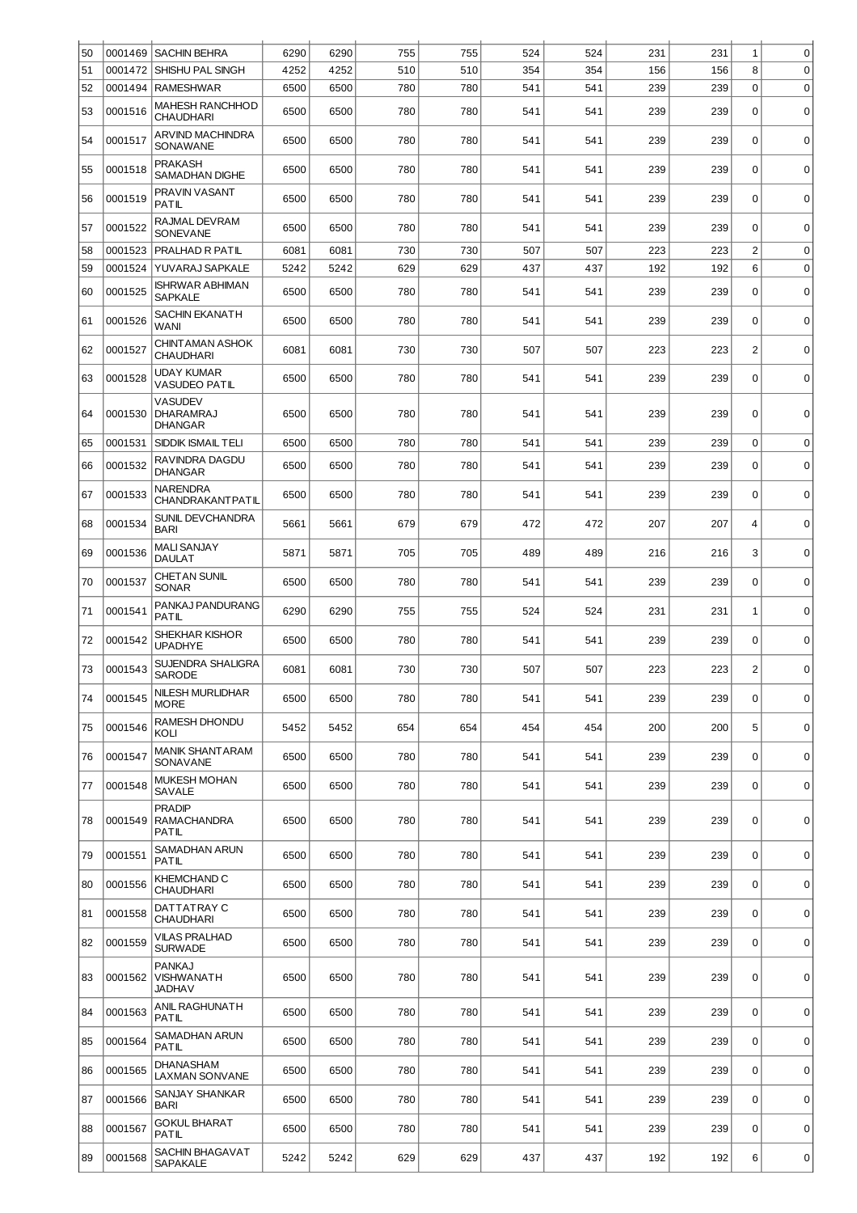| | | | | | | | | | | | | |
|---|---|---|---|---|---|---|---|---|---|---|---|---|
| 50 | 0001469 | SACHIN BEHRA | 6290 | 6290 | 755 | 755 | 524 | 524 | 231 | 231 | 1 | 0 |
| 51 | 0001472 | SHISHU PAL SINGH | 4252 | 4252 | 510 | 510 | 354 | 354 | 156 | 156 | 8 | 0 |
| 52 | 0001494 | RAMESHWAR | 6500 | 6500 | 780 | 780 | 541 | 541 | 239 | 239 | 0 | 0 |
| 53 | 0001516 | MAHESH RANCHHOD CHAUDHARI | 6500 | 6500 | 780 | 780 | 541 | 541 | 239 | 239 | 0 | 0 |
| 54 | 0001517 | ARVIND MACHINDRA SONAWANE | 6500 | 6500 | 780 | 780 | 541 | 541 | 239 | 239 | 0 | 0 |
| 55 | 0001518 | PRAKASH SAMADHAN DIGHE | 6500 | 6500 | 780 | 780 | 541 | 541 | 239 | 239 | 0 | 0 |
| 56 | 0001519 | PRAVIN VASANT PATIL | 6500 | 6500 | 780 | 780 | 541 | 541 | 239 | 239 | 0 | 0 |
| 57 | 0001522 | RAJMAL DEVRAM SONEVANE | 6500 | 6500 | 780 | 780 | 541 | 541 | 239 | 239 | 0 | 0 |
| 58 | 0001523 | PRALHAD R PATIL | 6081 | 6081 | 730 | 730 | 507 | 507 | 223 | 223 | 2 | 0 |
| 59 | 0001524 | YUVARAJ SAPKALE | 5242 | 5242 | 629 | 629 | 437 | 437 | 192 | 192 | 6 | 0 |
| 60 | 0001525 | ISHRWAR ABHIMAN SAPKALE | 6500 | 6500 | 780 | 780 | 541 | 541 | 239 | 239 | 0 | 0 |
| 61 | 0001526 | SACHIN EKANATH WANI | 6500 | 6500 | 780 | 780 | 541 | 541 | 239 | 239 | 0 | 0 |
| 62 | 0001527 | CHINTAMAN ASHOK CHAUDHARI | 6081 | 6081 | 730 | 730 | 507 | 507 | 223 | 223 | 2 | 0 |
| 63 | 0001528 | UDAY KUMAR VASUDEO PATIL | 6500 | 6500 | 780 | 780 | 541 | 541 | 239 | 239 | 0 | 0 |
| 64 | 0001530 | VASUDEV DHARAMRAJ DHANGAR | 6500 | 6500 | 780 | 780 | 541 | 541 | 239 | 239 | 0 | 0 |
| 65 | 0001531 | SIDDIK ISMAIL TELI | 6500 | 6500 | 780 | 780 | 541 | 541 | 239 | 239 | 0 | 0 |
| 66 | 0001532 | RAVINDRA DAGDU DHANGAR | 6500 | 6500 | 780 | 780 | 541 | 541 | 239 | 239 | 0 | 0 |
| 67 | 0001533 | NARENDRA CHANDRAKANTPATIL | 6500 | 6500 | 780 | 780 | 541 | 541 | 239 | 239 | 0 | 0 |
| 68 | 0001534 | SUNIL DEVCHANDRA BARI | 5661 | 5661 | 679 | 679 | 472 | 472 | 207 | 207 | 4 | 0 |
| 69 | 0001536 | MALI SANJAY DAULAT | 5871 | 5871 | 705 | 705 | 489 | 489 | 216 | 216 | 3 | 0 |
| 70 | 0001537 | CHETAN SUNIL SONAR | 6500 | 6500 | 780 | 780 | 541 | 541 | 239 | 239 | 0 | 0 |
| 71 | 0001541 | PANKAJ PANDURANG PATIL | 6290 | 6290 | 755 | 755 | 524 | 524 | 231 | 231 | 1 | 0 |
| 72 | 0001542 | SHEKHAR KISHOR UPADHYE | 6500 | 6500 | 780 | 780 | 541 | 541 | 239 | 239 | 0 | 0 |
| 73 | 0001543 | SUJENDRA SHALIGRA SARODE | 6081 | 6081 | 730 | 730 | 507 | 507 | 223 | 223 | 2 | 0 |
| 74 | 0001545 | NILESH MURLIDHAR MORE | 6500 | 6500 | 780 | 780 | 541 | 541 | 239 | 239 | 0 | 0 |
| 75 | 0001546 | RAMESH DHONDU KOLI | 5452 | 5452 | 654 | 654 | 454 | 454 | 200 | 200 | 5 | 0 |
| 76 | 0001547 | MANIK SHANTARAM SONAVANE | 6500 | 6500 | 780 | 780 | 541 | 541 | 239 | 239 | 0 | 0 |
| 77 | 0001548 | MUKESH MOHAN SAVALE | 6500 | 6500 | 780 | 780 | 541 | 541 | 239 | 239 | 0 | 0 |
| 78 | 0001549 | PRADIP RAMACHANDRA PATIL | 6500 | 6500 | 780 | 780 | 541 | 541 | 239 | 239 | 0 | 0 |
| 79 | 0001551 | SAMADHAN ARUN PATIL | 6500 | 6500 | 780 | 780 | 541 | 541 | 239 | 239 | 0 | 0 |
| 80 | 0001556 | KHEMCHAND C CHAUDHARI | 6500 | 6500 | 780 | 780 | 541 | 541 | 239 | 239 | 0 | 0 |
| 81 | 0001558 | DATTATRAY C CHAUDHARI | 6500 | 6500 | 780 | 780 | 541 | 541 | 239 | 239 | 0 | 0 |
| 82 | 0001559 | VILAS PRALHAD SURWADE | 6500 | 6500 | 780 | 780 | 541 | 541 | 239 | 239 | 0 | 0 |
| 83 | 0001562 | PANKAJ VISHWANATH JADHAV | 6500 | 6500 | 780 | 780 | 541 | 541 | 239 | 239 | 0 | 0 |
| 84 | 0001563 | ANIL RAGHUNATH PATIL | 6500 | 6500 | 780 | 780 | 541 | 541 | 239 | 239 | 0 | 0 |
| 85 | 0001564 | SAMADHAN ARUN PATIL | 6500 | 6500 | 780 | 780 | 541 | 541 | 239 | 239 | 0 | 0 |
| 86 | 0001565 | DHANASHAM LAXMAN SONVANE | 6500 | 6500 | 780 | 780 | 541 | 541 | 239 | 239 | 0 | 0 |
| 87 | 0001566 | SANJAY SHANKAR BARI | 6500 | 6500 | 780 | 780 | 541 | 541 | 239 | 239 | 0 | 0 |
| 88 | 0001567 | GOKUL BHARAT PATIL | 6500 | 6500 | 780 | 780 | 541 | 541 | 239 | 239 | 0 | 0 |
| 89 | 0001568 | SACHIN BHAGAVAT SAPAKALE | 5242 | 5242 | 629 | 629 | 437 | 437 | 192 | 192 | 6 | 0 |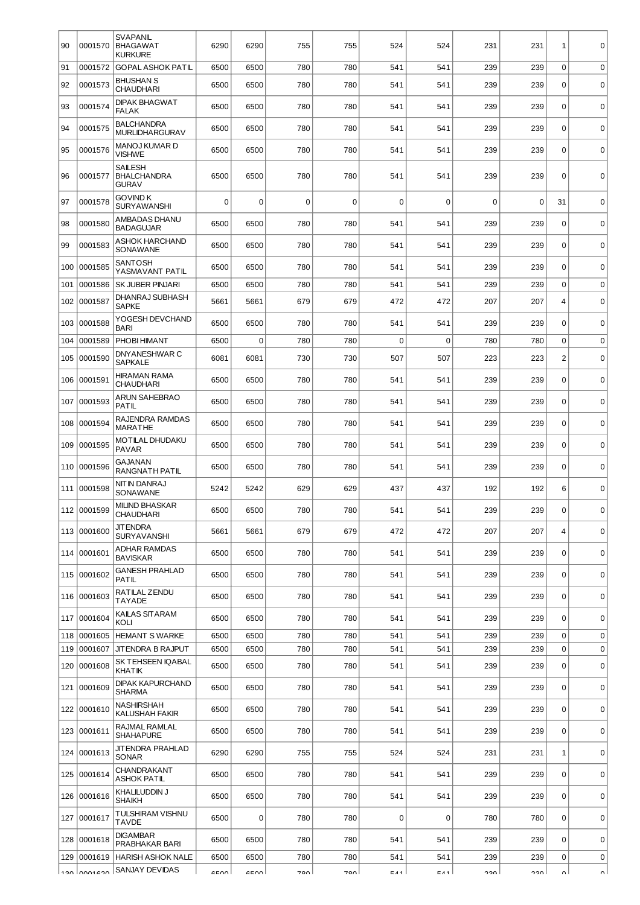| | | | | | | | | | | | | |
|---|---|---|---|---|---|---|---|---|---|---|---|---|
| 90 | 0001570 | SVAPANIL BHAGAWAT KURKURE | 6290 | 6290 | 755 | 755 | 524 | 524 | 231 | 231 | 1 | 0 |
| 91 | 0001572 | GOPAL ASHOK PATIL | 6500 | 6500 | 780 | 780 | 541 | 541 | 239 | 239 | 0 | 0 |
| 92 | 0001573 | BHUSHAN S CHAUDHARI | 6500 | 6500 | 780 | 780 | 541 | 541 | 239 | 239 | 0 | 0 |
| 93 | 0001574 | DIPAK BHAGWAT FALAK | 6500 | 6500 | 780 | 780 | 541 | 541 | 239 | 239 | 0 | 0 |
| 94 | 0001575 | BALCHANDRA MURLIDHARGURAV | 6500 | 6500 | 780 | 780 | 541 | 541 | 239 | 239 | 0 | 0 |
| 95 | 0001576 | MANOJ KUMAR D VISHWE | 6500 | 6500 | 780 | 780 | 541 | 541 | 239 | 239 | 0 | 0 |
| 96 | 0001577 | SAILESH BHALCHANDRA GURAV | 6500 | 6500 | 780 | 780 | 541 | 541 | 239 | 239 | 0 | 0 |
| 97 | 0001578 | GOVIND K SURYAWANSHI | 0 | 0 | 0 | 0 | 0 | 0 | 0 | 0 | 31 | 0 |
| 98 | 0001580 | AMBADAS DHANU BADAGUJAR | 6500 | 6500 | 780 | 780 | 541 | 541 | 239 | 239 | 0 | 0 |
| 99 | 0001583 | ASHOK HARCHAND SONAWANE | 6500 | 6500 | 780 | 780 | 541 | 541 | 239 | 239 | 0 | 0 |
| 100 | 0001585 | SANTOSH YASMAVANT PATIL | 6500 | 6500 | 780 | 780 | 541 | 541 | 239 | 239 | 0 | 0 |
| 101 | 0001586 | SK JUBER PINJARI | 6500 | 6500 | 780 | 780 | 541 | 541 | 239 | 239 | 0 | 0 |
| 102 | 0001587 | DHANRAJ SUBHASH SAPKE | 5661 | 5661 | 679 | 679 | 472 | 472 | 207 | 207 | 4 | 0 |
| 103 | 0001588 | YOGESH DEVCHAND BARI | 6500 | 6500 | 780 | 780 | 541 | 541 | 239 | 239 | 0 | 0 |
| 104 | 0001589 | PHOBI HIMANT | 6500 | 0 | 780 | 780 | 0 | 0 | 780 | 780 | 0 | 0 |
| 105 | 0001590 | DNYANESHWAR C SAPKALE | 6081 | 6081 | 730 | 730 | 507 | 507 | 223 | 223 | 2 | 0 |
| 106 | 0001591 | HIRAMAN RAMA CHAUDHARI | 6500 | 6500 | 780 | 780 | 541 | 541 | 239 | 239 | 0 | 0 |
| 107 | 0001593 | ARUN SAHEBRAO PATIL | 6500 | 6500 | 780 | 780 | 541 | 541 | 239 | 239 | 0 | 0 |
| 108 | 0001594 | RAJENDRA RAMDAS MARATHE | 6500 | 6500 | 780 | 780 | 541 | 541 | 239 | 239 | 0 | 0 |
| 109 | 0001595 | MOTILAL DHUDAKU PAVAR | 6500 | 6500 | 780 | 780 | 541 | 541 | 239 | 239 | 0 | 0 |
| 110 | 0001596 | GAJANAN RANGNATH PATIL | 6500 | 6500 | 780 | 780 | 541 | 541 | 239 | 239 | 0 | 0 |
| 111 | 0001598 | NITIN DANRAJ SONAWANE | 5242 | 5242 | 629 | 629 | 437 | 437 | 192 | 192 | 6 | 0 |
| 112 | 0001599 | MILIND BHASKAR CHAUDHARI | 6500 | 6500 | 780 | 780 | 541 | 541 | 239 | 239 | 0 | 0 |
| 113 | 0001600 | JITENDRA SURYAVANSHI | 5661 | 5661 | 679 | 679 | 472 | 472 | 207 | 207 | 4 | 0 |
| 114 | 0001601 | ADHAR RAMDAS BAVISKAR | 6500 | 6500 | 780 | 780 | 541 | 541 | 239 | 239 | 0 | 0 |
| 115 | 0001602 | GANESH PRAHLAD PATIL | 6500 | 6500 | 780 | 780 | 541 | 541 | 239 | 239 | 0 | 0 |
| 116 | 0001603 | RATILAL ZENDU TAYADE | 6500 | 6500 | 780 | 780 | 541 | 541 | 239 | 239 | 0 | 0 |
| 117 | 0001604 | KAILAS SITARAM KOLI | 6500 | 6500 | 780 | 780 | 541 | 541 | 239 | 239 | 0 | 0 |
| 118 | 0001605 | HEMANT S WARKE | 6500 | 6500 | 780 | 780 | 541 | 541 | 239 | 239 | 0 | 0 |
| 119 | 0001607 | JITENDRA B RAJPUT | 6500 | 6500 | 780 | 780 | 541 | 541 | 239 | 239 | 0 | 0 |
| 120 | 0001608 | SK TEHSEEN IQABAL KHATIK | 6500 | 6500 | 780 | 780 | 541 | 541 | 239 | 239 | 0 | 0 |
| 121 | 0001609 | DIPAK KAPURCHAND SHARMA | 6500 | 6500 | 780 | 780 | 541 | 541 | 239 | 239 | 0 | 0 |
| 122 | 0001610 | NASHIRSHAH KALUSHAH FAKIR | 6500 | 6500 | 780 | 780 | 541 | 541 | 239 | 239 | 0 | 0 |
| 123 | 0001611 | RAJMAL RAMLAL SHAHAPURE | 6500 | 6500 | 780 | 780 | 541 | 541 | 239 | 239 | 0 | 0 |
| 124 | 0001613 | JITENDRA PRAHLAD SONAR | 6290 | 6290 | 755 | 755 | 524 | 524 | 231 | 231 | 1 | 0 |
| 125 | 0001614 | CHANDRAKANT ASHOK PATIL | 6500 | 6500 | 780 | 780 | 541 | 541 | 239 | 239 | 0 | 0 |
| 126 | 0001616 | KHALILUDDIN J SHAIKH | 6500 | 6500 | 780 | 780 | 541 | 541 | 239 | 239 | 0 | 0 |
| 127 | 0001617 | TULSHIRAM VISHNU TAVDE | 6500 | 0 | 780 | 780 | 0 | 0 | 780 | 780 | 0 | 0 |
| 128 | 0001618 | DIGAMBAR PRABHAKAR BARI | 6500 | 6500 | 780 | 780 | 541 | 541 | 239 | 239 | 0 | 0 |
| 129 | 0001619 | HARISH ASHOK NALE | 6500 | 6500 | 780 | 780 | 541 | 541 | 239 | 239 | 0 | 0 |
| 130 | 0001620 | SANJAY DEVIDAS | 6500 | 6500 | 780 | 780 | 541 | 541 | 239 | 239 | 0 | 0 |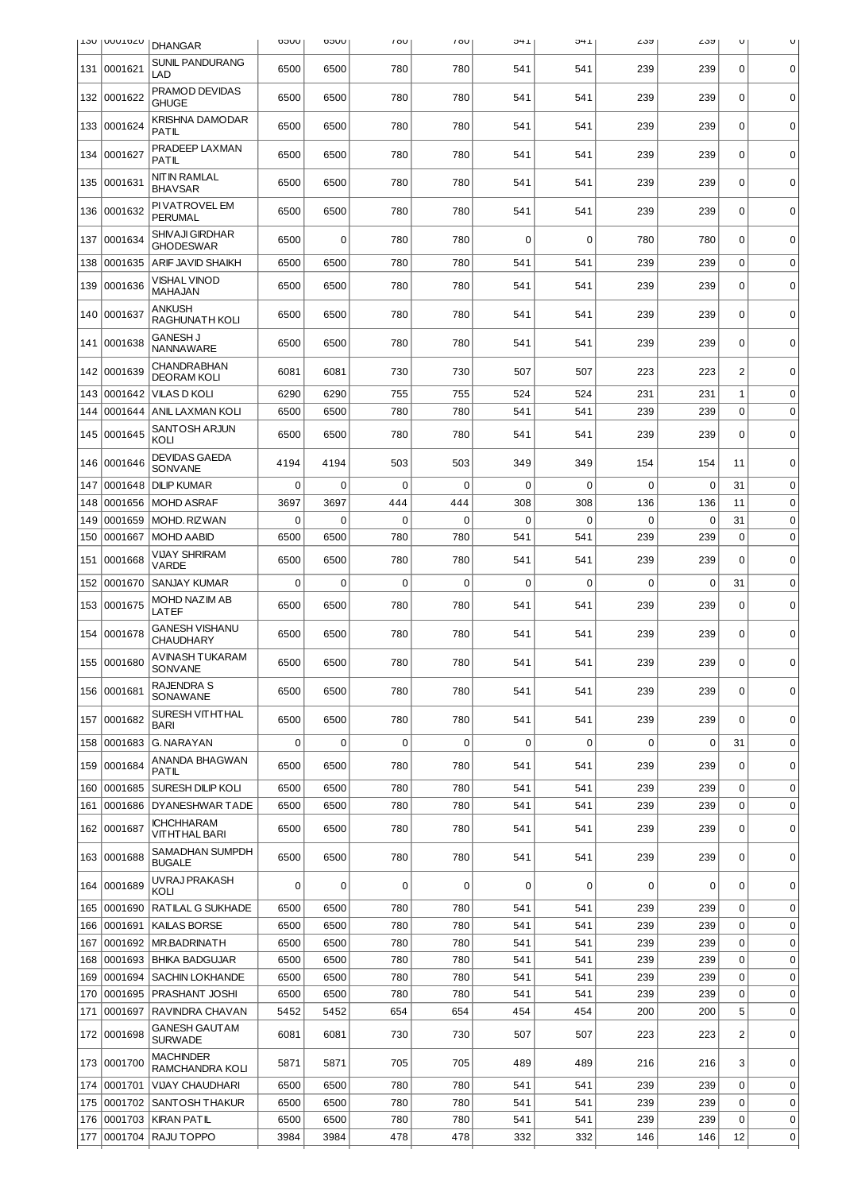| 130 | 0001620 | DHANGAR | 6500 | 6500 | 780 | 780 | 541 | 541 | 239 | 239 | 0 | 0 |
|---|---|---|---|---|---|---|---|---|---|---|---|---|
| 131 | 0001621 | SUNIL PANDURANG LAD | 6500 | 6500 | 780 | 780 | 541 | 541 | 239 | 239 | 0 | 0 |
| 132 | 0001622 | PRAMOD DEVIDAS GHUGE | 6500 | 6500 | 780 | 780 | 541 | 541 | 239 | 239 | 0 | 0 |
| 133 | 0001624 | KRISHNA DAMODAR PATIL | 6500 | 6500 | 780 | 780 | 541 | 541 | 239 | 239 | 0 | 0 |
| 134 | 0001627 | PRADEEP LAXMAN PATIL | 6500 | 6500 | 780 | 780 | 541 | 541 | 239 | 239 | 0 | 0 |
| 135 | 0001631 | NITIN RAMLAL BHAVSAR | 6500 | 6500 | 780 | 780 | 541 | 541 | 239 | 239 | 0 | 0 |
| 136 | 0001632 | PIVATROVEL EM PERUMAL | 6500 | 6500 | 780 | 780 | 541 | 541 | 239 | 239 | 0 | 0 |
| 137 | 0001634 | SHIVAJI GIRDHAR GHODESWAR | 6500 | 0 | 780 | 780 | 0 | 0 | 780 | 780 | 0 | 0 |
| 138 | 0001635 | ARIF JAVID SHAIKH | 6500 | 6500 | 780 | 780 | 541 | 541 | 239 | 239 | 0 | 0 |
| 139 | 0001636 | VISHAL VINOD MAHAJAN | 6500 | 6500 | 780 | 780 | 541 | 541 | 239 | 239 | 0 | 0 |
| 140 | 0001637 | ANKUSH RAGHUNATH KOLI | 6500 | 6500 | 780 | 780 | 541 | 541 | 239 | 239 | 0 | 0 |
| 141 | 0001638 | GANESH J NANNAWARE | 6500 | 6500 | 780 | 780 | 541 | 541 | 239 | 239 | 0 | 0 |
| 142 | 0001639 | CHANDRABHAN DEORAM KOLI | 6081 | 6081 | 730 | 730 | 507 | 507 | 223 | 223 | 2 | 0 |
| 143 | 0001642 | VILAS D KOLI | 6290 | 6290 | 755 | 755 | 524 | 524 | 231 | 231 | 1 | 0 |
| 144 | 0001644 | ANIL LAXMAN KOLI | 6500 | 6500 | 780 | 780 | 541 | 541 | 239 | 239 | 0 | 0 |
| 145 | 0001645 | SANTOSH ARJUN KOLI | 6500 | 6500 | 780 | 780 | 541 | 541 | 239 | 239 | 0 | 0 |
| 146 | 0001646 | DEVIDAS GAEDA SONVANE | 4194 | 4194 | 503 | 503 | 349 | 349 | 154 | 154 | 11 | 0 |
| 147 | 0001648 | DILIP KUMAR | 0 | 0 | 0 | 0 | 0 | 0 | 0 | 0 | 31 | 0 |
| 148 | 0001656 | MOHD ASRAF | 3697 | 3697 | 444 | 444 | 308 | 308 | 136 | 136 | 11 | 0 |
| 149 | 0001659 | MOHD. RIZWAN | 0 | 0 | 0 | 0 | 0 | 0 | 0 | 0 | 31 | 0 |
| 150 | 0001667 | MOHD AABID | 6500 | 6500 | 780 | 780 | 541 | 541 | 239 | 239 | 0 | 0 |
| 151 | 0001668 | VIJAY SHRIRAM VARDE | 6500 | 6500 | 780 | 780 | 541 | 541 | 239 | 239 | 0 | 0 |
| 152 | 0001670 | SANJAY KUMAR | 0 | 0 | 0 | 0 | 0 | 0 | 0 | 0 | 31 | 0 |
| 153 | 0001675 | MOHD NAZIM AB LATEF | 6500 | 6500 | 780 | 780 | 541 | 541 | 239 | 239 | 0 | 0 |
| 154 | 0001678 | GANESH VISHANU CHAUDHARY | 6500 | 6500 | 780 | 780 | 541 | 541 | 239 | 239 | 0 | 0 |
| 155 | 0001680 | AVINASH TUKARAM SONVANE | 6500 | 6500 | 780 | 780 | 541 | 541 | 239 | 239 | 0 | 0 |
| 156 | 0001681 | RAJENDRA S SONAWANE | 6500 | 6500 | 780 | 780 | 541 | 541 | 239 | 239 | 0 | 0 |
| 157 | 0001682 | SURESH VITHTHAL BARI | 6500 | 6500 | 780 | 780 | 541 | 541 | 239 | 239 | 0 | 0 |
| 158 | 0001683 | G. NARAYAN | 0 | 0 | 0 | 0 | 0 | 0 | 0 | 0 | 31 | 0 |
| 159 | 0001684 | ANANDA BHAGWAN PATIL | 6500 | 6500 | 780 | 780 | 541 | 541 | 239 | 239 | 0 | 0 |
| 160 | 0001685 | SURESH DILIP KOLI | 6500 | 6500 | 780 | 780 | 541 | 541 | 239 | 239 | 0 | 0 |
| 161 | 0001686 | DYANESHWAR TADE | 6500 | 6500 | 780 | 780 | 541 | 541 | 239 | 239 | 0 | 0 |
| 162 | 0001687 | ICHCHHARAM VITHTHAL BARI | 6500 | 6500 | 780 | 780 | 541 | 541 | 239 | 239 | 0 | 0 |
| 163 | 0001688 | SAMADHAN SUMPDH BUGALE | 6500 | 6500 | 780 | 780 | 541 | 541 | 239 | 239 | 0 | 0 |
| 164 | 0001689 | UVRAJ PRAKASH KOLI | 0 | 0 | 0 | 0 | 0 | 0 | 0 | 0 | 0 | 0 |
| 165 | 0001690 | RATILAL G SUKHADE | 6500 | 6500 | 780 | 780 | 541 | 541 | 239 | 239 | 0 | 0 |
| 166 | 0001691 | KAILAS BORSE | 6500 | 6500 | 780 | 780 | 541 | 541 | 239 | 239 | 0 | 0 |
| 167 | 0001692 | MR.BADRINATH | 6500 | 6500 | 780 | 780 | 541 | 541 | 239 | 239 | 0 | 0 |
| 168 | 0001693 | BHIKA BADGUJAR | 6500 | 6500 | 780 | 780 | 541 | 541 | 239 | 239 | 0 | 0 |
| 169 | 0001694 | SACHIN LOKHANDE | 6500 | 6500 | 780 | 780 | 541 | 541 | 239 | 239 | 0 | 0 |
| 170 | 0001695 | PRASHANT JOSHI | 6500 | 6500 | 780 | 780 | 541 | 541 | 239 | 239 | 0 | 0 |
| 171 | 0001697 | RAVINDRA CHAVAN | 5452 | 5452 | 654 | 654 | 454 | 454 | 200 | 200 | 5 | 0 |
| 172 | 0001698 | GANESH GAUTAM SURWADE | 6081 | 6081 | 730 | 730 | 507 | 507 | 223 | 223 | 2 | 0 |
| 173 | 0001700 | MACHINDER RAMCHANDRA KOLI | 5871 | 5871 | 705 | 705 | 489 | 489 | 216 | 216 | 3 | 0 |
| 174 | 0001701 | VIJAY CHAUDHARI | 6500 | 6500 | 780 | 780 | 541 | 541 | 239 | 239 | 0 | 0 |
| 175 | 0001702 | SANTOSH THAKUR | 6500 | 6500 | 780 | 780 | 541 | 541 | 239 | 239 | 0 | 0 |
| 176 | 0001703 | KIRAN PATIL | 6500 | 6500 | 780 | 780 | 541 | 541 | 239 | 239 | 0 | 0 |
| 177 | 0001704 | RAJU TOPPO | 3984 | 3984 | 478 | 478 | 332 | 332 | 146 | 146 | 12 | 0 |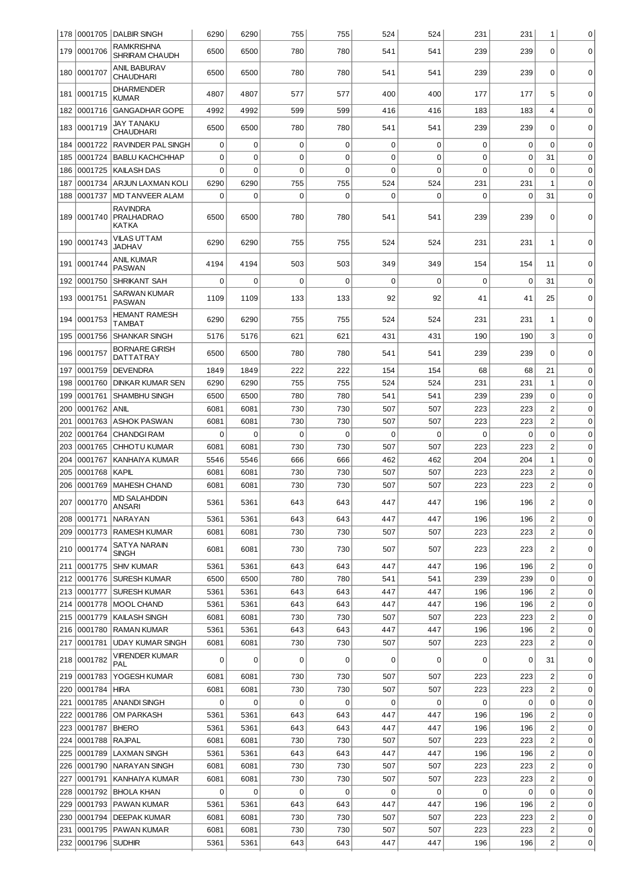| 178 | 0001705 | DALBIR SINGH | 6290 | 6290 | 755 | 755 | 524 | 524 | 231 | 231 | 1 | 0 |
|---|---|---|---|---|---|---|---|---|---|---|---|---|
| 179 | 0001706 | RAMKRISHNA SHRIRAM CHAUDH | 6500 | 6500 | 780 | 780 | 541 | 541 | 239 | 239 | 0 | 0 |
| 180 | 0001707 | ANIL BABURAV CHAUDHARI | 6500 | 6500 | 780 | 780 | 541 | 541 | 239 | 239 | 0 | 0 |
| 181 | 0001715 | DHARMENDER KUMAR | 4807 | 4807 | 577 | 577 | 400 | 400 | 177 | 177 | 5 | 0 |
| 182 | 0001716 | GANGADHAR GOPE | 4992 | 4992 | 599 | 599 | 416 | 416 | 183 | 183 | 4 | 0 |
| 183 | 0001719 | JAY TANAKU CHAUDHARI | 6500 | 6500 | 780 | 780 | 541 | 541 | 239 | 239 | 0 | 0 |
| 184 | 0001722 | RAVINDER PAL SINGH | 0 | 0 | 0 | 0 | 0 | 0 | 0 | 0 | 0 | 0 |
| 185 | 0001724 | BABLU KACHCHHAP | 0 | 0 | 0 | 0 | 0 | 0 | 0 | 0 | 31 | 0 |
| 186 | 0001725 | KAILASH DAS | 0 | 0 | 0 | 0 | 0 | 0 | 0 | 0 | 0 | 0 |
| 187 | 0001734 | ARJUN LAXMAN KOLI | 6290 | 6290 | 755 | 755 | 524 | 524 | 231 | 231 | 1 | 0 |
| 188 | 0001737 | MD TANVEER ALAM | 0 | 0 | 0 | 0 | 0 | 0 | 0 | 0 | 31 | 0 |
| 189 | 0001740 | RAVINDRA PRALHADRAO KATKA | 6500 | 6500 | 780 | 780 | 541 | 541 | 239 | 239 | 0 | 0 |
| 190 | 0001743 | VILAS UTTAM JADHAV | 6290 | 6290 | 755 | 755 | 524 | 524 | 231 | 231 | 1 | 0 |
| 191 | 0001744 | ANIL KUMAR PASWAN | 4194 | 4194 | 503 | 503 | 349 | 349 | 154 | 154 | 11 | 0 |
| 192 | 0001750 | SHRIKANT SAH | 0 | 0 | 0 | 0 | 0 | 0 | 0 | 0 | 31 | 0 |
| 193 | 0001751 | SARWAN KUMAR PASWAN | 1109 | 1109 | 133 | 133 | 92 | 92 | 41 | 41 | 25 | 0 |
| 194 | 0001753 | HEMANT RAMESH TAMBAT | 6290 | 6290 | 755 | 755 | 524 | 524 | 231 | 231 | 1 | 0 |
| 195 | 0001756 | SHANKAR SINGH | 5176 | 5176 | 621 | 621 | 431 | 431 | 190 | 190 | 3 | 0 |
| 196 | 0001757 | BORNARE GIRISH DATTATRAY | 6500 | 6500 | 780 | 780 | 541 | 541 | 239 | 239 | 0 | 0 |
| 197 | 0001759 | DEVENDRA | 1849 | 1849 | 222 | 222 | 154 | 154 | 68 | 68 | 21 | 0 |
| 198 | 0001760 | DINKAR KUMAR SEN | 6290 | 6290 | 755 | 755 | 524 | 524 | 231 | 231 | 1 | 0 |
| 199 | 0001761 | SHAMBHU SINGH | 6500 | 6500 | 780 | 780 | 541 | 541 | 239 | 239 | 0 | 0 |
| 200 | 0001762 | ANIL | 6081 | 6081 | 730 | 730 | 507 | 507 | 223 | 223 | 2 | 0 |
| 201 | 0001763 | ASHOK PASWAN | 6081 | 6081 | 730 | 730 | 507 | 507 | 223 | 223 | 2 | 0 |
| 202 | 0001764 | CHANDGI RAM | 0 | 0 | 0 | 0 | 0 | 0 | 0 | 0 | 0 | 0 |
| 203 | 0001765 | CHHOTU KUMAR | 6081 | 6081 | 730 | 730 | 507 | 507 | 223 | 223 | 2 | 0 |
| 204 | 0001767 | KANHAIYA KUMAR | 5546 | 5546 | 666 | 666 | 462 | 462 | 204 | 204 | 1 | 0 |
| 205 | 0001768 | KAPIL | 6081 | 6081 | 730 | 730 | 507 | 507 | 223 | 223 | 2 | 0 |
| 206 | 0001769 | MAHESH CHAND | 6081 | 6081 | 730 | 730 | 507 | 507 | 223 | 223 | 2 | 0 |
| 207 | 0001770 | MD SALAHDDIN ANSARI | 5361 | 5361 | 643 | 643 | 447 | 447 | 196 | 196 | 2 | 0 |
| 208 | 0001771 | NARAYAN | 5361 | 5361 | 643 | 643 | 447 | 447 | 196 | 196 | 2 | 0 |
| 209 | 0001773 | RAMESH KUMAR | 6081 | 6081 | 730 | 730 | 507 | 507 | 223 | 223 | 2 | 0 |
| 210 | 0001774 | SATYA NARAIN SINGH | 6081 | 6081 | 730 | 730 | 507 | 507 | 223 | 223 | 2 | 0 |
| 211 | 0001775 | SHIV KUMAR | 5361 | 5361 | 643 | 643 | 447 | 447 | 196 | 196 | 2 | 0 |
| 212 | 0001776 | SURESH KUMAR | 6500 | 6500 | 780 | 780 | 541 | 541 | 239 | 239 | 0 | 0 |
| 213 | 0001777 | SURESH KUMAR | 5361 | 5361 | 643 | 643 | 447 | 447 | 196 | 196 | 2 | 0 |
| 214 | 0001778 | MOOL CHAND | 5361 | 5361 | 643 | 643 | 447 | 447 | 196 | 196 | 2 | 0 |
| 215 | 0001779 | KAILASH SINGH | 6081 | 6081 | 730 | 730 | 507 | 507 | 223 | 223 | 2 | 0 |
| 216 | 0001780 | RAMAN KUMAR | 5361 | 5361 | 643 | 643 | 447 | 447 | 196 | 196 | 2 | 0 |
| 217 | 0001781 | UDAY KUMAR SINGH | 6081 | 6081 | 730 | 730 | 507 | 507 | 223 | 223 | 2 | 0 |
| 218 | 0001782 | VIRENDER KUMAR PAL | 0 | 0 | 0 | 0 | 0 | 0 | 0 | 0 | 31 | 0 |
| 219 | 0001783 | YOGESH KUMAR | 6081 | 6081 | 730 | 730 | 507 | 507 | 223 | 223 | 2 | 0 |
| 220 | 0001784 | HIRA | 6081 | 6081 | 730 | 730 | 507 | 507 | 223 | 223 | 2 | 0 |
| 221 | 0001785 | ANANDI SINGH | 0 | 0 | 0 | 0 | 0 | 0 | 0 | 0 | 0 | 0 |
| 222 | 0001786 | OM PARKASH | 5361 | 5361 | 643 | 643 | 447 | 447 | 196 | 196 | 2 | 0 |
| 223 | 0001787 | BHERO | 5361 | 5361 | 643 | 643 | 447 | 447 | 196 | 196 | 2 | 0 |
| 224 | 0001788 | RAJPAL | 6081 | 6081 | 730 | 730 | 507 | 507 | 223 | 223 | 2 | 0 |
| 225 | 0001789 | LAXMAN SINGH | 5361 | 5361 | 643 | 643 | 447 | 447 | 196 | 196 | 2 | 0 |
| 226 | 0001790 | NARAYAN SINGH | 6081 | 6081 | 730 | 730 | 507 | 507 | 223 | 223 | 2 | 0 |
| 227 | 0001791 | KANHAIYA KUMAR | 6081 | 6081 | 730 | 730 | 507 | 507 | 223 | 223 | 2 | 0 |
| 228 | 0001792 | BHOLA KHAN | 0 | 0 | 0 | 0 | 0 | 0 | 0 | 0 | 0 | 0 |
| 229 | 0001793 | PAWAN KUMAR | 5361 | 5361 | 643 | 643 | 447 | 447 | 196 | 196 | 2 | 0 |
| 230 | 0001794 | DEEPAK KUMAR | 6081 | 6081 | 730 | 730 | 507 | 507 | 223 | 223 | 2 | 0 |
| 231 | 0001795 | PAWAN KUMAR | 6081 | 6081 | 730 | 730 | 507 | 507 | 223 | 223 | 2 | 0 |
| 232 | 0001796 | SUDHIR | 5361 | 5361 | 643 | 643 | 447 | 447 | 196 | 196 | 2 | 0 |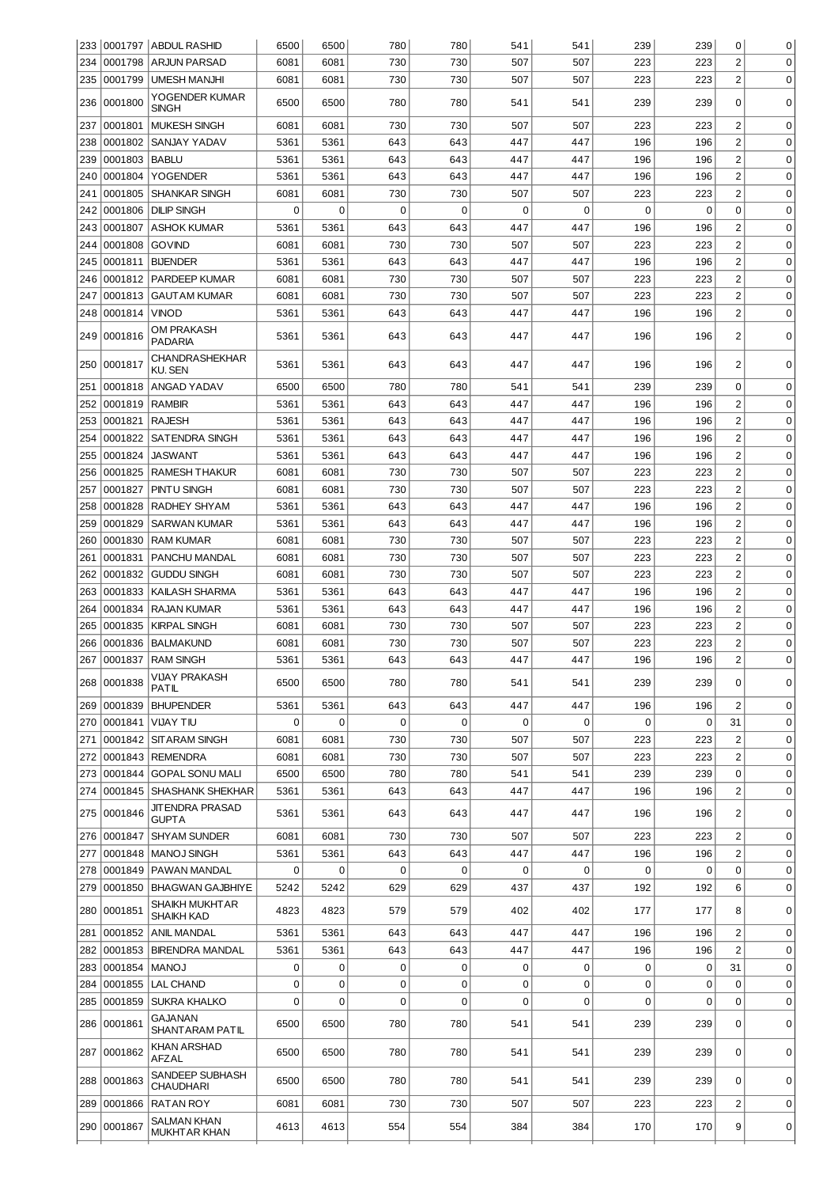| | | | | | | | | | | | | |
|---|---|---|---|---|---|---|---|---|---|---|---|---|
| 233 | 0001797 | ABDUL RASHID | 6500 | 6500 | 780 | 780 | 541 | 541 | 239 | 239 | 0 | 0 |
| 234 | 0001798 | ARJUN PARSAD | 6081 | 6081 | 730 | 730 | 507 | 507 | 223 | 223 | 2 | 0 |
| 235 | 0001799 | UMESH MANJHI | 6081 | 6081 | 730 | 730 | 507 | 507 | 223 | 223 | 2 | 0 |
| 236 | 0001800 | YOGENDER KUMAR SINGH | 6500 | 6500 | 780 | 780 | 541 | 541 | 239 | 239 | 0 | 0 |
| 237 | 0001801 | MUKESH SINGH | 6081 | 6081 | 730 | 730 | 507 | 507 | 223 | 223 | 2 | 0 |
| 238 | 0001802 | SANJAY YADAV | 5361 | 5361 | 643 | 643 | 447 | 447 | 196 | 196 | 2 | 0 |
| 239 | 0001803 | BABLU | 5361 | 5361 | 643 | 643 | 447 | 447 | 196 | 196 | 2 | 0 |
| 240 | 0001804 | YOGENDER | 5361 | 5361 | 643 | 643 | 447 | 447 | 196 | 196 | 2 | 0 |
| 241 | 0001805 | SHANKAR SINGH | 6081 | 6081 | 730 | 730 | 507 | 507 | 223 | 223 | 2 | 0 |
| 242 | 0001806 | DILIP SINGH | 0 | 0 | 0 | 0 | 0 | 0 | 0 | 0 | 0 | 0 |
| 243 | 0001807 | ASHOK KUMAR | 5361 | 5361 | 643 | 643 | 447 | 447 | 196 | 196 | 2 | 0 |
| 244 | 0001808 | GOVIND | 6081 | 6081 | 730 | 730 | 507 | 507 | 223 | 223 | 2 | 0 |
| 245 | 0001811 | BIJENDER | 5361 | 5361 | 643 | 643 | 447 | 447 | 196 | 196 | 2 | 0 |
| 246 | 0001812 | PARDEEP KUMAR | 6081 | 6081 | 730 | 730 | 507 | 507 | 223 | 223 | 2 | 0 |
| 247 | 0001813 | GAUTAM KUMAR | 6081 | 6081 | 730 | 730 | 507 | 507 | 223 | 223 | 2 | 0 |
| 248 | 0001814 | VINOD | 5361 | 5361 | 643 | 643 | 447 | 447 | 196 | 196 | 2 | 0 |
| 249 | 0001816 | OM PRAKASH PADARIA | 5361 | 5361 | 643 | 643 | 447 | 447 | 196 | 196 | 2 | 0 |
| 250 | 0001817 | CHANDRASHEKHAR KU. SEN | 5361 | 5361 | 643 | 643 | 447 | 447 | 196 | 196 | 2 | 0 |
| 251 | 0001818 | ANGAD YADAV | 6500 | 6500 | 780 | 780 | 541 | 541 | 239 | 239 | 0 | 0 |
| 252 | 0001819 | RAMBIR | 5361 | 5361 | 643 | 643 | 447 | 447 | 196 | 196 | 2 | 0 |
| 253 | 0001821 | RAJESH | 5361 | 5361 | 643 | 643 | 447 | 447 | 196 | 196 | 2 | 0 |
| 254 | 0001822 | SATENDRA SINGH | 5361 | 5361 | 643 | 643 | 447 | 447 | 196 | 196 | 2 | 0 |
| 255 | 0001824 | JASWANT | 5361 | 5361 | 643 | 643 | 447 | 447 | 196 | 196 | 2 | 0 |
| 256 | 0001825 | RAMESH THAKUR | 6081 | 6081 | 730 | 730 | 507 | 507 | 223 | 223 | 2 | 0 |
| 257 | 0001827 | PINTU SINGH | 6081 | 6081 | 730 | 730 | 507 | 507 | 223 | 223 | 2 | 0 |
| 258 | 0001828 | RADHEY SHYAM | 5361 | 5361 | 643 | 643 | 447 | 447 | 196 | 196 | 2 | 0 |
| 259 | 0001829 | SARWAN KUMAR | 5361 | 5361 | 643 | 643 | 447 | 447 | 196 | 196 | 2 | 0 |
| 260 | 0001830 | RAM KUMAR | 6081 | 6081 | 730 | 730 | 507 | 507 | 223 | 223 | 2 | 0 |
| 261 | 0001831 | PANCHU MANDAL | 6081 | 6081 | 730 | 730 | 507 | 507 | 223 | 223 | 2 | 0 |
| 262 | 0001832 | GUDDU SINGH | 6081 | 6081 | 730 | 730 | 507 | 507 | 223 | 223 | 2 | 0 |
| 263 | 0001833 | KAILASH SHARMA | 5361 | 5361 | 643 | 643 | 447 | 447 | 196 | 196 | 2 | 0 |
| 264 | 0001834 | RAJAN KUMAR | 5361 | 5361 | 643 | 643 | 447 | 447 | 196 | 196 | 2 | 0 |
| 265 | 0001835 | KIRPAL SINGH | 6081 | 6081 | 730 | 730 | 507 | 507 | 223 | 223 | 2 | 0 |
| 266 | 0001836 | BALMAKUND | 6081 | 6081 | 730 | 730 | 507 | 507 | 223 | 223 | 2 | 0 |
| 267 | 0001837 | RAM SINGH | 5361 | 5361 | 643 | 643 | 447 | 447 | 196 | 196 | 2 | 0 |
| 268 | 0001838 | VIJAY PRAKASH PATIL | 6500 | 6500 | 780 | 780 | 541 | 541 | 239 | 239 | 0 | 0 |
| 269 | 0001839 | BHUPENDER | 5361 | 5361 | 643 | 643 | 447 | 447 | 196 | 196 | 2 | 0 |
| 270 | 0001841 | VIJAY TIU | 0 | 0 | 0 | 0 | 0 | 0 | 0 | 0 | 31 | 0 |
| 271 | 0001842 | SITARAM SINGH | 6081 | 6081 | 730 | 730 | 507 | 507 | 223 | 223 | 2 | 0 |
| 272 | 0001843 | REMENDRA | 6081 | 6081 | 730 | 730 | 507 | 507 | 223 | 223 | 2 | 0 |
| 273 | 0001844 | GOPAL SONU MALI | 6500 | 6500 | 780 | 780 | 541 | 541 | 239 | 239 | 0 | 0 |
| 274 | 0001845 | SHASHANK SHEKHAR | 5361 | 5361 | 643 | 643 | 447 | 447 | 196 | 196 | 2 | 0 |
| 275 | 0001846 | JITENDRA PRASAD GUPTA | 5361 | 5361 | 643 | 643 | 447 | 447 | 196 | 196 | 2 | 0 |
| 276 | 0001847 | SHYAM SUNDER | 6081 | 6081 | 730 | 730 | 507 | 507 | 223 | 223 | 2 | 0 |
| 277 | 0001848 | MANOJ SINGH | 5361 | 5361 | 643 | 643 | 447 | 447 | 196 | 196 | 2 | 0 |
| 278 | 0001849 | PAWAN MANDAL | 0 | 0 | 0 | 0 | 0 | 0 | 0 | 0 | 0 | 0 |
| 279 | 0001850 | BHAGWAN GAJBHIYE | 5242 | 5242 | 629 | 629 | 437 | 437 | 192 | 192 | 6 | 0 |
| 280 | 0001851 | SHAIKH MUKHTAR SHAIKH KAD | 4823 | 4823 | 579 | 579 | 402 | 402 | 177 | 177 | 8 | 0 |
| 281 | 0001852 | ANIL MANDAL | 5361 | 5361 | 643 | 643 | 447 | 447 | 196 | 196 | 2 | 0 |
| 282 | 0001853 | BIRENDRA MANDAL | 5361 | 5361 | 643 | 643 | 447 | 447 | 196 | 196 | 2 | 0 |
| 283 | 0001854 | MANOJ | 0 | 0 | 0 | 0 | 0 | 0 | 0 | 0 | 31 | 0 |
| 284 | 0001855 | LAL CHAND | 0 | 0 | 0 | 0 | 0 | 0 | 0 | 0 | 0 | 0 |
| 285 | 0001859 | SUKRA KHALKO | 0 | 0 | 0 | 0 | 0 | 0 | 0 | 0 | 0 | 0 |
| 286 | 0001861 | GAJANAN SHANTARAM PATIL | 6500 | 6500 | 780 | 780 | 541 | 541 | 239 | 239 | 0 | 0 |
| 287 | 0001862 | KHAN ARSHAD AFZAL | 6500 | 6500 | 780 | 780 | 541 | 541 | 239 | 239 | 0 | 0 |
| 288 | 0001863 | SANDEEP SUBHASH CHAUDHARI | 6500 | 6500 | 780 | 780 | 541 | 541 | 239 | 239 | 0 | 0 |
| 289 | 0001866 | RATAN ROY | 6081 | 6081 | 730 | 730 | 507 | 507 | 223 | 223 | 2 | 0 |
| 290 | 0001867 | SALMAN KHAN MUKHTAR KHAN | 4613 | 4613 | 554 | 554 | 384 | 384 | 170 | 170 | 9 | 0 |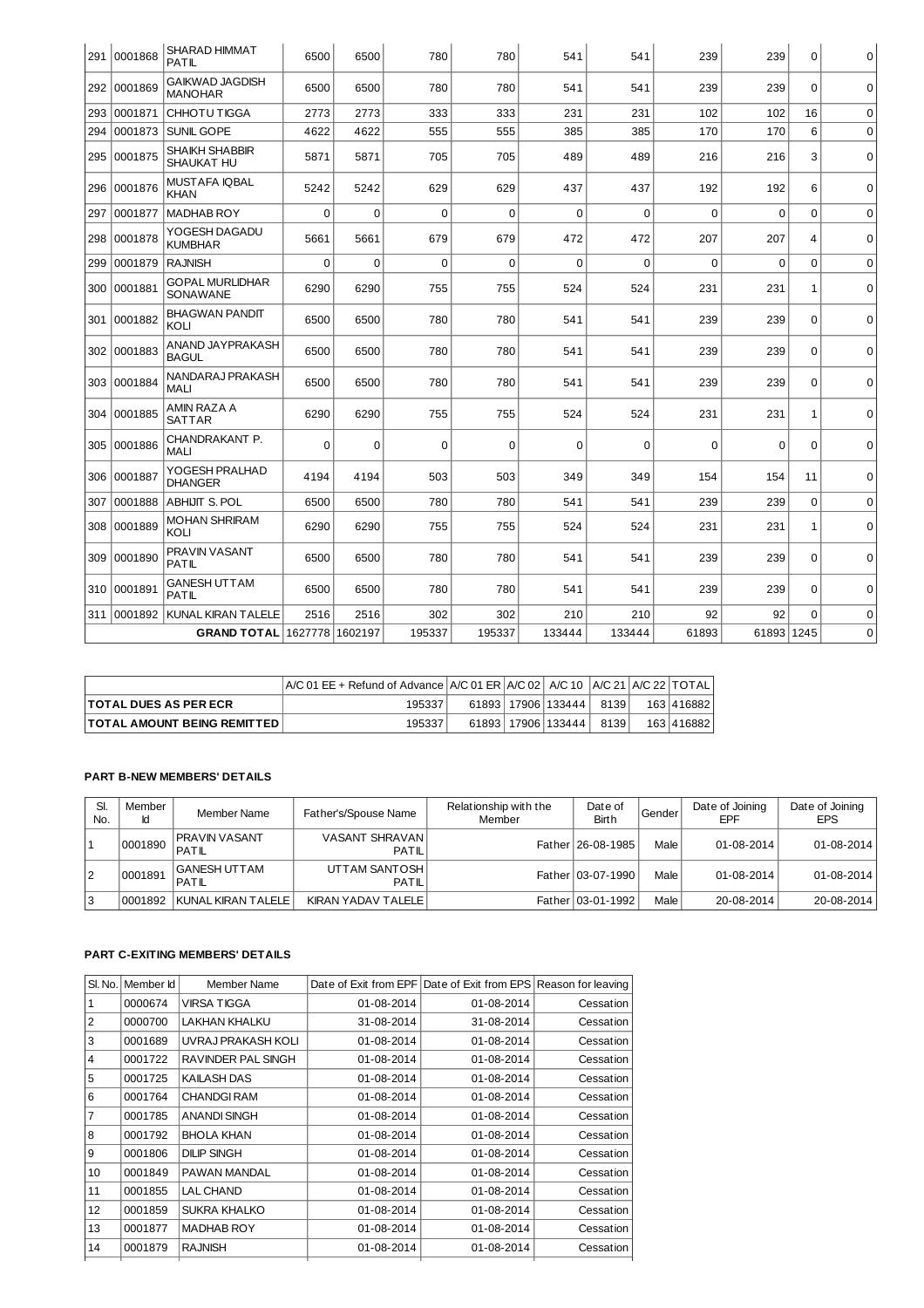| 291 | 0001868 | SHARAD HIMMAT PATIL | 6500 | 6500 | 780 | 780 | 541 | 541 | 239 | 239 | 0 | 0 |
|---|---|---|---|---|---|---|---|---|---|---|---|---|
| 292 | 0001869 | GAIKWAD JAGDISH MANOHAR | 6500 | 6500 | 780 | 780 | 541 | 541 | 239 | 239 | 0 | 0 |
| 293 | 0001871 | CHHOTU TIGGA | 2773 | 2773 | 333 | 333 | 231 | 231 | 102 | 102 | 16 | 0 |
| 294 | 0001873 | SUNIL GOPE | 4622 | 4622 | 555 | 555 | 385 | 385 | 170 | 170 | 6 | 0 |
| 295 | 0001875 | SHAIKH SHABBIR SHAUKAT HU | 5871 | 5871 | 705 | 705 | 489 | 489 | 216 | 216 | 3 | 0 |
| 296 | 0001876 | MUSTAFA IQBAL KHAN | 5242 | 5242 | 629 | 629 | 437 | 437 | 192 | 192 | 6 | 0 |
| 297 | 0001877 | MADHAB ROY | 0 | 0 | 0 | 0 | 0 | 0 | 0 | 0 | 0 | 0 |
| 298 | 0001878 | YOGESH DAGADU KUMBHAR | 5661 | 5661 | 679 | 679 | 472 | 472 | 207 | 207 | 4 | 0 |
| 299 | 0001879 | RAJNISH | 0 | 0 | 0 | 0 | 0 | 0 | 0 | 0 | 0 | 0 |
| 300 | 0001881 | GOPAL MURLIDHAR SONAWANE | 6290 | 6290 | 755 | 755 | 524 | 524 | 231 | 231 | 1 | 0 |
| 301 | 0001882 | BHAGWAN PANDIT KOLI | 6500 | 6500 | 780 | 780 | 541 | 541 | 239 | 239 | 0 | 0 |
| 302 | 0001883 | ANAND JAYPRAKASH BAGUL | 6500 | 6500 | 780 | 780 | 541 | 541 | 239 | 239 | 0 | 0 |
| 303 | 0001884 | NANDARAJ PRAKASH MALI | 6500 | 6500 | 780 | 780 | 541 | 541 | 239 | 239 | 0 | 0 |
| 304 | 0001885 | AMIN RAZA A SATTAR | 6290 | 6290 | 755 | 755 | 524 | 524 | 231 | 231 | 1 | 0 |
| 305 | 0001886 | CHANDRAKANT P. MALI | 0 | 0 | 0 | 0 | 0 | 0 | 0 | 0 | 0 | 0 |
| 306 | 0001887 | YOGESH PRALHAD DHANGER | 4194 | 4194 | 503 | 503 | 349 | 349 | 154 | 154 | 11 | 0 |
| 307 | 0001888 | ABHIJIT S. POL | 6500 | 6500 | 780 | 780 | 541 | 541 | 239 | 239 | 0 | 0 |
| 308 | 0001889 | MOHAN SHRIRAM KOLI | 6290 | 6290 | 755 | 755 | 524 | 524 | 231 | 231 | 1 | 0 |
| 309 | 0001890 | PRAVIN VASANT PATIL | 6500 | 6500 | 780 | 780 | 541 | 541 | 239 | 239 | 0 | 0 |
| 310 | 0001891 | GANESH UTTAM PATIL | 6500 | 6500 | 780 | 780 | 541 | 541 | 239 | 239 | 0 | 0 |
| 311 | 0001892 | KUNAL KIRAN TALELE | 2516 | 2516 | 302 | 302 | 210 | 210 | 92 | 92 | 0 | 0 |
| | | **GRAND TOTAL** | 1627778 | 1602197 | 195337 | 195337 | 133444 | 133444 | 61893 | 61893 | 1245 | 0 |

| | A/C 01 EE + Refund of Advance | A/C 01 ER | A/C 02 | A/C 10 | A/C 21 | A/C 22 | TOTAL |
|---|---|---|---|---|---|---|---|
| **TOTAL DUES AS PER ECR** | 195337 | 61893 | 17906 | 133444 | 8139 | 163 | 416882 |
| **TOTAL AMOUNT BEING REMITTED** | 195337 | 61893 | 17906 | 133444 | 8139 | 163 | 416882 |

**PART B-NEW MEMBERS' DETAILS**

| Sl. No. | Member Id | Member Name | Father's/Spouse Name | Relationship with the Member | Date of Birth | Gender | Date of Joining EPF | Date of Joining EPS |
|---|---|---|---|---|---|---|---|---|
| 1 | 0001890 | PRAVIN VASANT PATIL | VASANT SHRAVAN PATIL | Father | 26-08-1985 | Male | 01-08-2014 | 01-08-2014 |
| 2 | 0001891 | GANESH UTTAM PATIL | UTTAM SANTOSH PATIL | Father | 03-07-1990 | Male | 01-08-2014 | 01-08-2014 |
| 3 | 0001892 | KUNAL KIRAN TALELE | KIRAN YADAV TALELE | Father | 03-01-1992 | Male | 20-08-2014 | 20-08-2014 |

**PART C-EXITING MEMBERS' DETAILS**

| Sl. No. | Member Id | Member Name | Date of Exit from EPF | Date of Exit from EPS | Reason for leaving |
|---|---|---|---|---|---|
| 1 | 0000674 | VIRSA TIGGA | 01-08-2014 | 01-08-2014 | Cessation |
| 2 | 0000700 | LAKHAN KHALKU | 31-08-2014 | 31-08-2014 | Cessation |
| 3 | 0001689 | UVRAJ PRAKASH KOLI | 01-08-2014 | 01-08-2014 | Cessation |
| 4 | 0001722 | RAVINDER PAL SINGH | 01-08-2014 | 01-08-2014 | Cessation |
| 5 | 0001725 | KAILASH DAS | 01-08-2014 | 01-08-2014 | Cessation |
| 6 | 0001764 | CHANDGI RAM | 01-08-2014 | 01-08-2014 | Cessation |
| 7 | 0001785 | ANANDI SINGH | 01-08-2014 | 01-08-2014 | Cessation |
| 8 | 0001792 | BHOLA KHAN | 01-08-2014 | 01-08-2014 | Cessation |
| 9 | 0001806 | DILIP SINGH | 01-08-2014 | 01-08-2014 | Cessation |
| 10 | 0001849 | PAWAN MANDAL | 01-08-2014 | 01-08-2014 | Cessation |
| 11 | 0001855 | LAL CHAND | 01-08-2014 | 01-08-2014 | Cessation |
| 12 | 0001859 | SUKRA KHALKO | 01-08-2014 | 01-08-2014 | Cessation |
| 13 | 0001877 | MADHAB ROY | 01-08-2014 | 01-08-2014 | Cessation |
| 14 | 0001879 | RAJNISH | 01-08-2014 | 01-08-2014 | Cessation |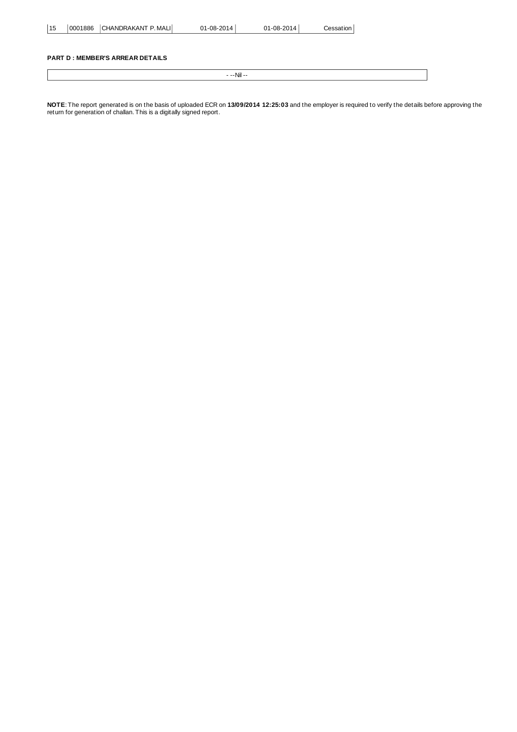| | | | | | |
|---|---|---|---|---|---|
| 15 | 0001886 | CHANDRAKANT P. MALI | 01-08-2014 | 01-08-2014 | Cessation |

**PART D : MEMBER'S ARREAR DETAILS**

| |
|---|
| - --Nil -- |

**NOTE**: The report generated is on the basis of uploaded ECR on **13/09/2014 12:25:03** and the employer is required to verify the details before approving the return for generation of challan. This is a digitally signed report.